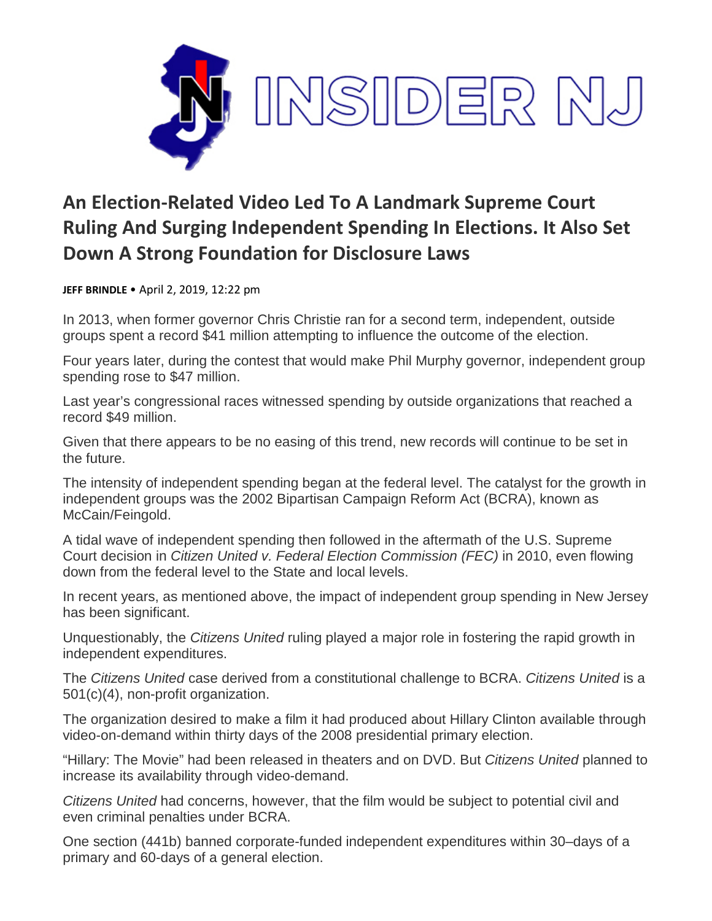# An Election-Related Video Led To A Landmark Supreme Court Ruling And Surging Independent Spending In Elections. It Also Set Down A Strong Foundation for Disclosure Laws

**JEFF BRINDLE** • April 2, 2019, 12:22 pm

In 2013, when former governor Chris Christie ran for a second term, independent, outside groups spent a record $41 million attempting to influence the outcome of the election.

Four years later, during the contest that would make Phil Murphy governor, independent group spending rose to $47 million.

Last year's congressional races witnessed spending by outside organizations that reached a record $49 million.

Given that there appears to be no easing of this trend, new records will continue to be set in the future.

The intensity of independent spending began at the federal level. The catalyst for the growth in independent groups was the 2002 Bipartisan Campaign Reform Act (BCRA), known as McCain/Feingold.

A tidal wave of independent spending then followed in the aftermath of the U.S. Supreme Court decision in *Citizen United v. Federal Election Commission (FEC)* in 2010, even flowing down from the federal level to the State and local levels.

In recent years, as mentioned above, the impact of independent group spending in New Jersey has been significant.

Unquestionably, the *Citizens United* ruling played a major role in fostering the rapid growth in independent expenditures.

The *Citizens United* case derived from a constitutional challenge to BCRA. *Citizens United* is a 501(c)(4), non-profit organization.

The organization desired to make a film it had produced about Hillary Clinton available through video-on-demand within thirty days of the 2008 presidential primary election.

"Hillary: The Movie" had been released in theaters and on DVD. But *Citizens United* planned to increase its availability through video-demand.

*Citizens United* had concerns, however, that the film would be subject to potential civil and even criminal penalties under BCRA.

One section (441b) banned corporate-funded independent expenditures within 30–days of a primary and 60-days of a general election.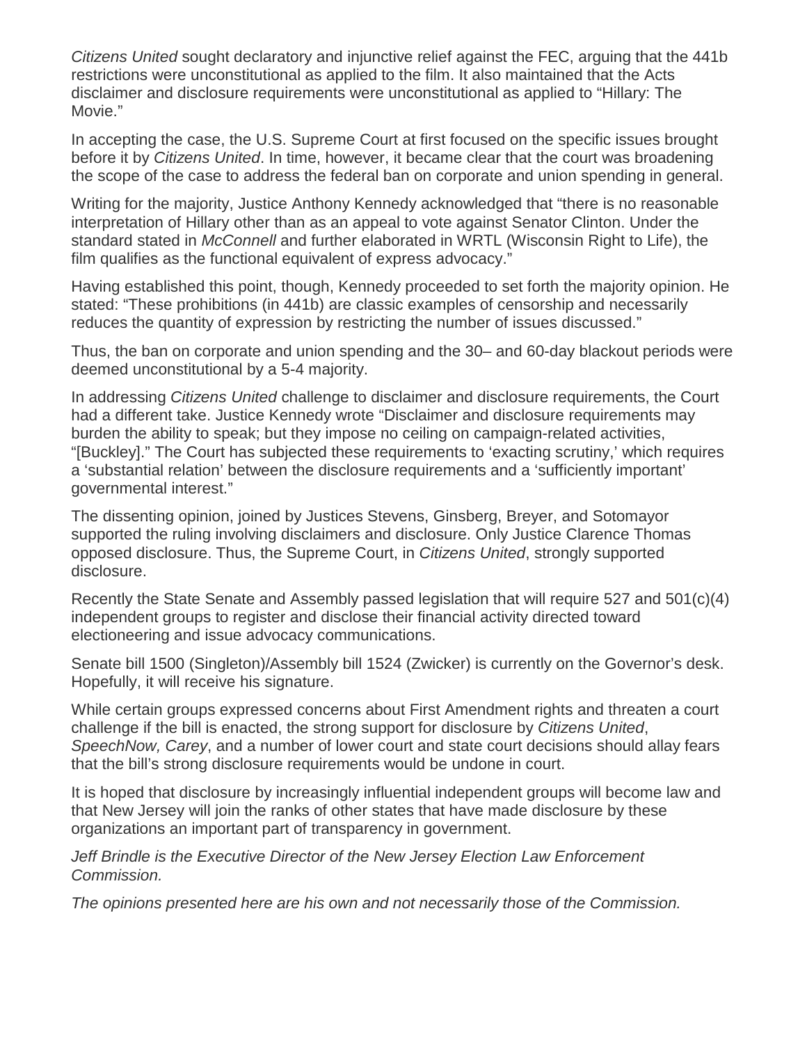*Citizens United* sought declaratory and injunctive relief against the FEC, arguing that the 441b restrictions were unconstitutional as applied to the film. It also maintained that the Acts disclaimer and disclosure requirements were unconstitutional as applied to “Hillary: The Movie.”

In accepting the case, the U.S. Supreme Court at first focused on the specific issues brought before it by *Citizens United*. In time, however, it became clear that the court was broadening the scope of the case to address the federal ban on corporate and union spending in general.

Writing for the majority, Justice Anthony Kennedy acknowledged that “there is no reasonable interpretation of Hillary other than as an appeal to vote against Senator Clinton. Under the standard stated in *McConnell* and further elaborated in WRTL (Wisconsin Right to Life), the film qualifies as the functional equivalent of express advocacy.”

Having established this point, though, Kennedy proceeded to set forth the majority opinion. He stated: “These prohibitions (in 441b) are classic examples of censorship and necessarily reduces the quantity of expression by restricting the number of issues discussed.”

Thus, the ban on corporate and union spending and the 30– and 60-day blackout periods were deemed unconstitutional by a 5-4 majority.

In addressing *Citizens United* challenge to disclaimer and disclosure requirements, the Court had a different take. Justice Kennedy wrote “Disclaimer and disclosure requirements may burden the ability to speak; but they impose no ceiling on campaign-related activities, “[Buckley].” The Court has subjected these requirements to ‘exacting scrutiny,’ which requires a ‘substantial relation’ between the disclosure requirements and a ‘sufficiently important’ governmental interest.”

The dissenting opinion, joined by Justices Stevens, Ginsberg, Breyer, and Sotomayor supported the ruling involving disclaimers and disclosure. Only Justice Clarence Thomas opposed disclosure. Thus, the Supreme Court, in *Citizens United*, strongly supported disclosure.

Recently the State Senate and Assembly passed legislation that will require 527 and 501(c)(4) independent groups to register and disclose their financial activity directed toward electioneering and issue advocacy communications.

Senate bill 1500 (Singleton)/Assembly bill 1524 (Zwicker) is currently on the Governor’s desk. Hopefully, it will receive his signature.

While certain groups expressed concerns about First Amendment rights and threaten a court challenge if the bill is enacted, the strong support for disclosure by *Citizens United*, *SpeechNow, Carey*, and a number of lower court and state court decisions should allay fears that the bill’s strong disclosure requirements would be undone in court.

It is hoped that disclosure by increasingly influential independent groups will become law and that New Jersey will join the ranks of other states that have made disclosure by these organizations an important part of transparency in government.

*Jeff Brindle is the Executive Director of the New Jersey Election Law Enforcement Commission.*

*The opinions presented here are his own and not necessarily those of the Commission.*